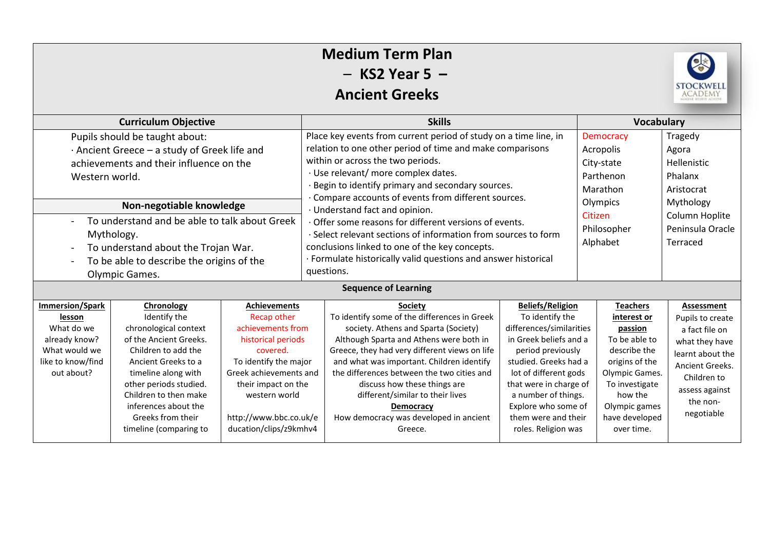# Medium Term Plan
## – KS2 Year 5 –
## Ancient Greeks

| Curriculum Objective | Skills | Vocabulary | |
|---|---|---|---|
| Pupils should be taught about:<br>· Ancient Greece – a study of Greek life and achievements and their influence on the Western world.<br><br>**Non-negotiable knowledge**<br>- To understand and be able to talk about Greek Mythology.<br>- To understand about the Trojan War.<br>- To be able to describe the origins of the Olympic Games. | Place key events from current period of study on a time line, in relation to one other period of time and make comparisons within or across the two periods.<br>· Use relevant/ more complex dates.<br>· Begin to identify primary and secondary sources.<br>· Compare accounts of events from different sources.<br>· Understand fact and opinion.<br>· Offer some reasons for different versions of events.<br>· Select relevant sections of information from sources to form conclusions linked to one of the key concepts.<br>· Formulate historically valid questions and answer historical questions. | Democracy<br>Acropolis<br>City-state<br>Parthenon<br>Marathon<br>Olympics<br>Citizen<br>Philosopher<br>Alphabet | Tragedy<br>Agora<br>Hellenistic<br>Phalanx<br>Aristocrat<br>Mythology<br>Column Hoplite<br>Peninsula Oracle<br>Terraced |

### Sequence of Learning

| Immersion/Spark lesson | Chronology | Achievements | Society | Beliefs/Religion | Teachers interest or passion | Assessment |
|---|---|---|---|---|---|---|
| What do we already know? What would we like to know/find out about? | Identify the chronological context of the Ancient Greeks. Children to add the Ancient Greeks to a timeline along with other periods studied. Children to then make inferences about the Greeks from their timeline (comparing to | Recap other achievements from historical periods covered.<br>To identify the major Greek achievements and their impact on the western world<br><br>http://www.bbc.co.uk/education/clips/z9kmhv4 | To identify some of the differences in Greek society. Athens and Sparta (Society)<br>Although Sparta and Athens were both in Greece, they had very different views on life and what was important. Children identify the differences between the two cities and discuss how these things are different/similar to their lives<br>**Democracy**<br>How democracy was developed in ancient Greece. | To identify the differences/similarities in Greek beliefs and a period previously studied. Greeks had a lot of different gods that were in charge of a number of things. Explore who some of them were and their roles. Religion was | To be able to describe the origins of the Olympic Games. To investigate how the Olympic games have developed over time. | Pupils to create a fact file on what they have learnt about the Ancient Greeks. Children to assess against the non-negotiable |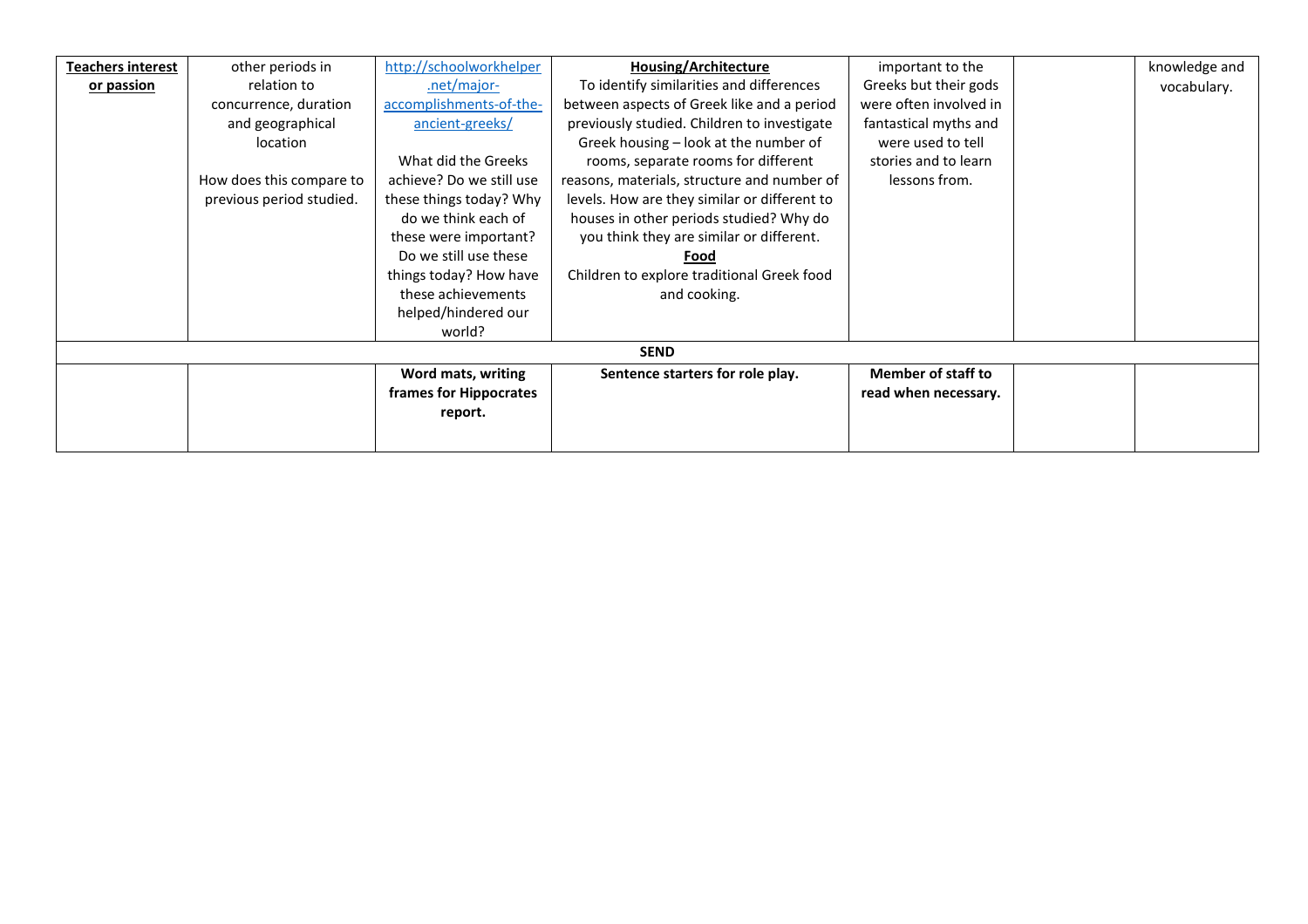| | | | | | | |
|---|---|---|---|---|---|---|
| **Teachers interest or passion** | other periods in relation to concurrence, duration and geographical location<br><br>How does this compare to previous period studied. | http://schoolworkhelper.net/major-accomplishments-of-the-ancient-greeks/<br><br>What did the Greeks achieve? Do we still use these things today? Why do we think each of these were important? Do we still use these things today? How have these achievements helped/hindered our world? | **Housing/Architecture**<br>To identify similarities and differences between aspects of Greek like and a period previously studied. Children to investigate Greek housing – look at the number of rooms, separate rooms for different reasons, materials, structure and number of levels. How are they similar or different to houses in other periods studied? Why do you think they are similar or different.<br>**Food**<br>Children to explore traditional Greek food and cooking. | important to the Greeks but their gods were often involved in fantastical myths and were used to tell stories and to learn lessons from. | | knowledge and vocabulary. |
| **SEND** | | | | | | |
| | | **Word mats, writing frames for Hippocrates report.** | **Sentence starters for role play.** | **Member of staff to read when necessary.** | | |